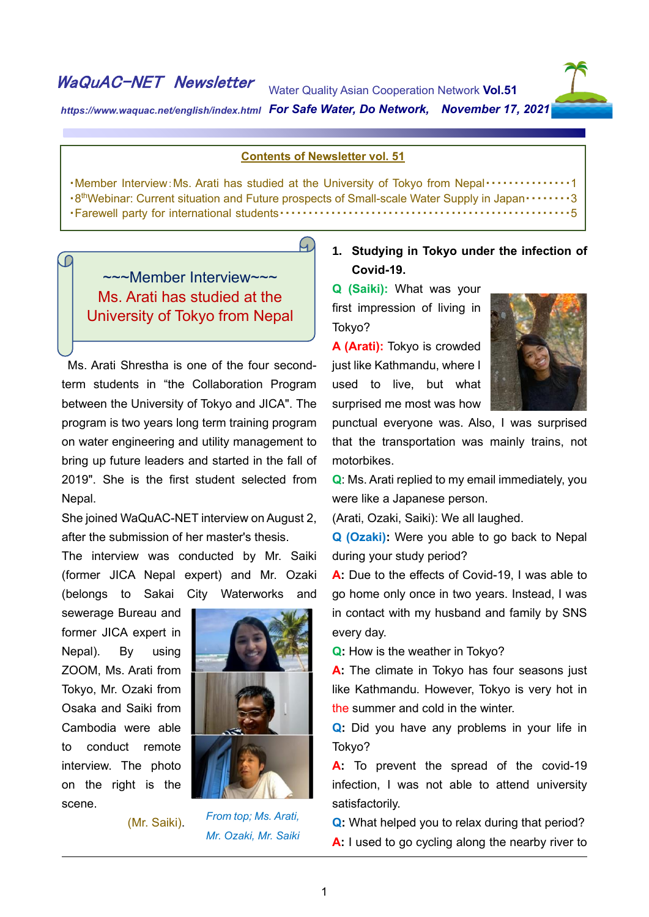# WaQuAC-NET Newsletter

Water Quality Asian Cooperation Network **Vol.51**

*https://www.waquac.net/english/index.html* ***For Safe Water, Do Network, November 17, 2021***

## Contents of Newsletter vol. 51

- Member Interview : Ms. Arati has studied at the University of Tokyo from Nepal ……………… 1
- 8th Webinar: Current situation and Future prospects of Small-scale Water Supply in Japan ……… 3
- Farewell party for international students ……………………………………………………… 5

## ~~~Member Interview~~~ Ms. Arati has studied at the University of Tokyo from Nepal

Ms. Arati Shrestha is one of the four second-term students in "the Collaboration Program between the University of Tokyo and JICA". The program is two years long term training program on water engineering and utility management to bring up future leaders and started in the fall of 2019". She is the first student selected from Nepal.

She joined WaQuAC-NET interview on August 2, after the submission of her master's thesis.

The interview was conducted by Mr. Saiki (former JICA Nepal expert) and Mr. Ozaki (belongs to Sakai City Waterworks and sewerage Bureau and former JICA expert in Nepal). By using ZOOM, Ms. Arati from Tokyo, Mr. Ozaki from Osaka and Saiki from Cambodia were able to conduct remote interview. The photo on the right is the scene.

(Mr. Saiki).

*From top; Ms. Arati, Mr. Ozaki, Mr. Saiki*

### 1. Studying in Tokyo under the infection of Covid-19.

**Q (Saiki):** What was your first impression of living in Tokyo?

**A (Arati):** Tokyo is crowded just like Kathmandu, where I used to live, but what surprised me most was how punctual everyone was. Also, I was surprised that the transportation was mainly trains, not motorbikes.

**Q**: Ms. Arati replied to my email immediately, you were like a Japanese person.

(Arati, Ozaki, Saiki): We all laughed.

**Q (Ozaki):** Were you able to go back to Nepal during your study period?

**A:** Due to the effects of Covid-19, I was able to go home only once in two years. Instead, I was in contact with my husband and family by SNS every day.

**Q:** How is the weather in Tokyo?

**A:** The climate in Tokyo has four seasons just like Kathmandu. However, Tokyo is very hot in the summer and cold in the winter.

**Q:** Did you have any problems in your life in Tokyo?

**A:** To prevent the spread of the covid-19 infection, I was not able to attend university satisfactorily.

**Q:** What helped you to relax during that period?

**A:** I used to go cycling along the nearby river to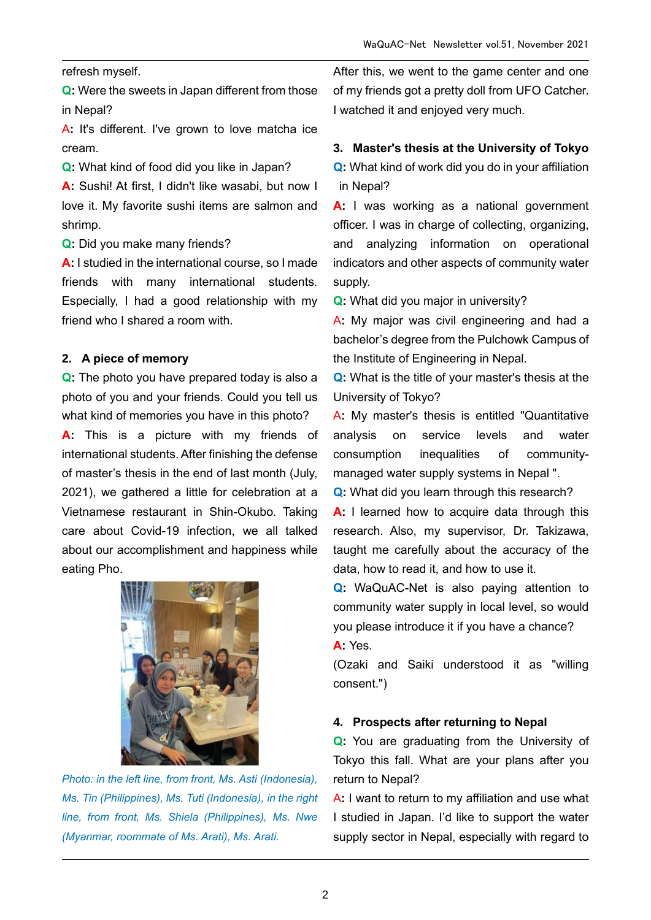refresh myself.

**Q:** Were the sweets in Japan different from those in Nepal?

**A:** It's different. I've grown to love matcha ice cream.

**Q:** What kind of food did you like in Japan?

**A:** Sushi! At first, I didn't like wasabi, but now I love it. My favorite sushi items are salmon and shrimp.

**Q:** Did you make many friends?

**A:** I studied in the international course, so I made friends with many international students. Especially, I had a good relationship with my friend who I shared a room with.

## 2. A piece of memory

**Q:** The photo you have prepared today is also a photo of you and your friends. Could you tell us what kind of memories you have in this photo?

**A:** This is a picture with my friends of international students. After finishing the defense of master's thesis in the end of last month (July, 2021), we gathered a little for celebration at a Vietnamese restaurant in Shin-Okubo. Taking care about Covid-19 infection, we all talked about our accomplishment and happiness while eating Pho.

*Photo: in the left line, from front, Ms. Asti (Indonesia), Ms. Tin (Philippines), Ms. Tuti (Indonesia), in the right line, from front, Ms. Shiela (Philippines), Ms. Nwe (Myanmar, roommate of Ms. Arati), Ms. Arati.*

After this, we went to the game center and one of my friends got a pretty doll from UFO Catcher. I watched it and enjoyed very much.

## 3. Master's thesis at the University of Tokyo

**Q:** What kind of work did you do in your affiliation in Nepal?

**A:** I was working as a national government officer. I was in charge of collecting, organizing, and analyzing information on operational indicators and other aspects of community water supply.

**Q:** What did you major in university?

**A:** My major was civil engineering and had a bachelor's degree from the Pulchowk Campus of the Institute of Engineering in Nepal.

**Q:** What is the title of your master's thesis at the University of Tokyo?

**A:** My master's thesis is entitled "Quantitative analysis on service levels and water consumption inequalities of community-managed water supply systems in Nepal ".

**Q:** What did you learn through this research?

**A:** I learned how to acquire data through this research. Also, my supervisor, Dr. Takizawa, taught me carefully about the accuracy of the data, how to read it, and how to use it.

**Q:** WaQuAC-Net is also paying attention to community water supply in local level, so would you please introduce it if you have a chance?

**A:** Yes.

(Ozaki and Saiki understood it as "willing consent.")

## 4. Prospects after returning to Nepal

**Q:** You are graduating from the University of Tokyo this fall. What are your plans after you return to Nepal?

**A:** I want to return to my affiliation and use what I studied in Japan. I'd like to support the water supply sector in Nepal, especially with regard to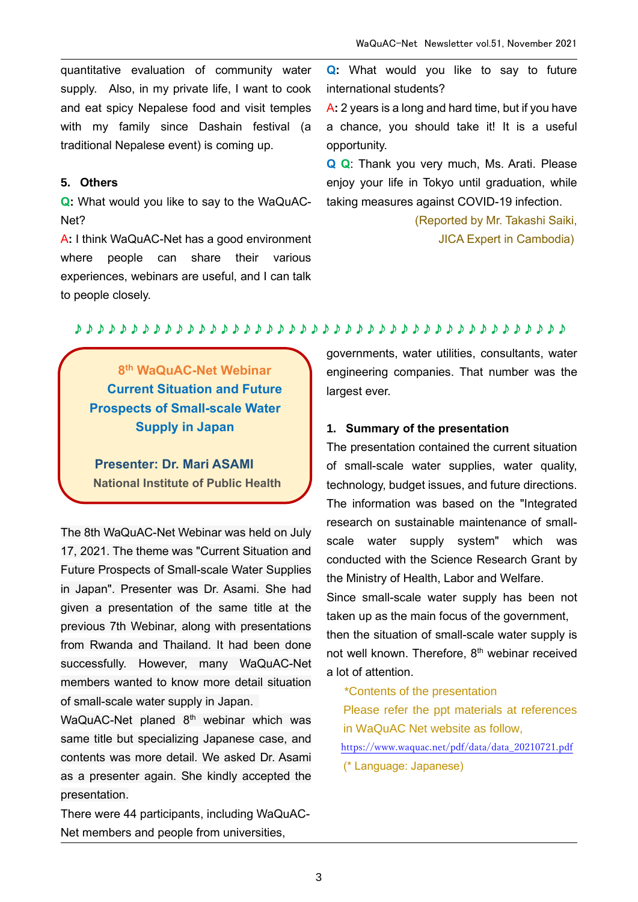quantitative evaluation of community water supply. Also, in my private life, I want to cook and eat spicy Nepalese food and visit temples with my family since Dashain festival (a traditional Nepalese event) is coming up.

**5. Others**

**Q:** What would you like to say to the WaQuAC-Net?

**A:** I think WaQuAC-Net has a good environment where people can share their various experiences, webinars are useful, and I can talk to people closely.

**Q:** What would you like to say to future international students?

**A:** 2 years is a long and hard time, but if you have a chance, you should take it! It is a useful opportunity.

**Q Q**: Thank you very much, Ms. Arati. Please enjoy your life in Tokyo until graduation, while taking measures against COVID-19 infection.

(Reported by Mr. Takashi Saiki, JICA Expert in Cambodia)

♪♪♪♪♪♪♪♪♪♪♪♪♪♪♪♪♪♪♪♪♪♪♪♪♪♪♪♪♪♪♪♪♪♪♪♪♪♪♪♪♪♪♪♪

## 8th WaQuAC-Net Webinar
## Current Situation and Future Prospects of Small-scale Water Supply in Japan

**Presenter: Dr. Mari ASAMI**
**National Institute of Public Health**

The 8th WaQuAC-Net Webinar was held on July 17, 2021. The theme was "Current Situation and Future Prospects of Small-scale Water Supplies in Japan". Presenter was Dr. Asami. She had given a presentation of the same title at the previous 7th Webinar, along with presentations from Rwanda and Thailand. It had been done successfully. However, many WaQuAC-Net members wanted to know more detail situation of small-scale water supply in Japan.

WaQuAC-Net planed 8th webinar which was same title but specializing Japanese case, and contents was more detail. We asked Dr. Asami as a presenter again. She kindly accepted the presentation.

There were 44 participants, including WaQuAC-Net members and people from universities, governments, water utilities, consultants, water engineering companies. That number was the largest ever.

**1. Summary of the presentation**

The presentation contained the current situation of small-scale water supplies, water quality, technology, budget issues, and future directions. The information was based on the "Integrated research on sustainable maintenance of small-scale water supply system" which was conducted with the Science Research Grant by the Ministry of Health, Labor and Welfare.

Since small-scale water supply has been not taken up as the main focus of the government, then the situation of small-scale water supply is not well known. Therefore, 8th webinar received a lot of attention.

*Contents of the presentation
Please refer the ppt materials at references in WaQuAC Net website as follow,
https://www.waquac.net/pdf/data/data_20210721.pdf
(* Language: Japanese)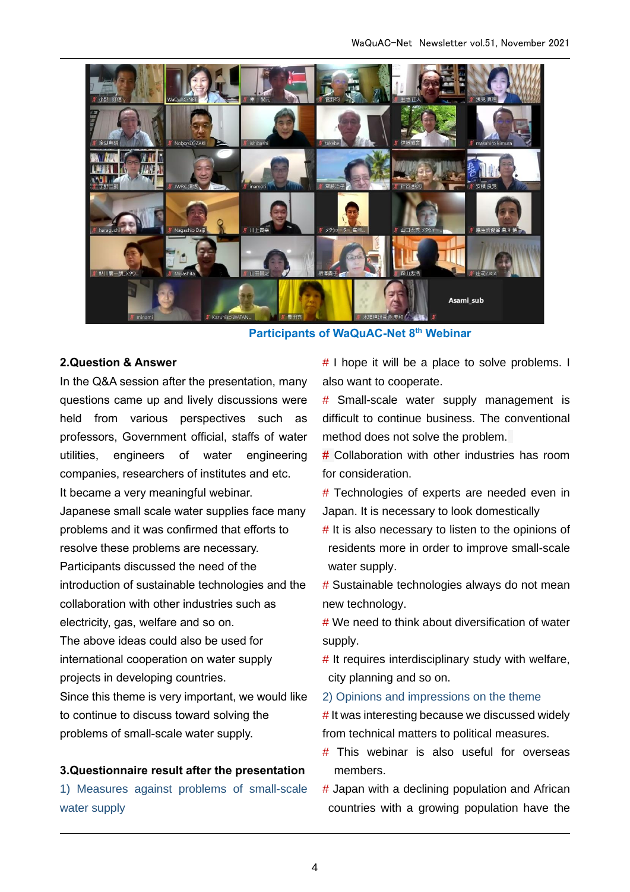Participants of WaQuAC-Net 8th Webinar

**2.Question & Answer**

In the Q&A session after the presentation, many questions came up and lively discussions were held from various perspectives such as professors, Government official, staffs of water utilities, engineers of water engineering companies, researchers of institutes and etc.

It became a very meaningful webinar.

Japanese small scale water supplies face many problems and it was confirmed that efforts to resolve these problems are necessary.

Participants discussed the need of the introduction of sustainable technologies and the collaboration with other industries such as electricity, gas, welfare and so on.

The above ideas could also be used for international cooperation on water supply projects in developing countries.

Since this theme is very important, we would like to continue to discuss toward solving the problems of small-scale water supply.

**3.Questionnaire result after the presentation**

1) Measures against problems of small-scale water supply

# I hope it will be a place to solve problems. I also want to cooperate.

# Small-scale water supply management is difficult to continue business. The conventional method does not solve the problem.

# Collaboration with other industries has room for consideration.

# Technologies of experts are needed even in Japan. It is necessary to look domestically

# It is also necessary to listen to the opinions of residents more in order to improve small-scale water supply.

# Sustainable technologies always do not mean new technology.

# We need to think about diversification of water supply.

# It requires interdisciplinary study with welfare, city planning and so on.

2) Opinions and impressions on the theme

# It was interesting because we discussed widely from technical matters to political measures.

# This webinar is also useful for overseas members.

# Japan with a declining population and African countries with a growing population have the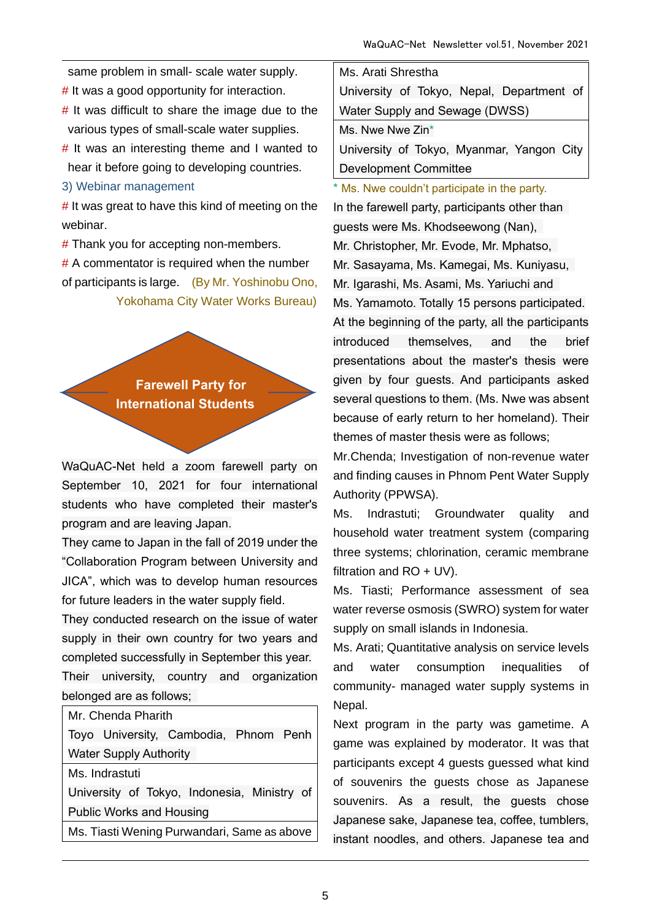same problem in small- scale water supply.

# It was a good opportunity for interaction.

# It was difficult to share the image due to the various types of small-scale water supplies.

# It was an interesting theme and I wanted to hear it before going to developing countries.

3) Webinar management

# It was great to have this kind of meeting on the webinar.

# Thank you for accepting non-members.

# A commentator is required when the number of participants is large. (By Mr. Yoshinobu Ono, Yokohama City Water Works Bureau)

## Farewell Party for International Students

WaQuAC-Net held a zoom farewell party on September 10, 2021 for four international students who have completed their master's program and are leaving Japan.

They came to Japan in the fall of 2019 under the “Collaboration Program between University and JICA”, which was to develop human resources for future leaders in the water supply field.

They conducted research on the issue of water supply in their own country for two years and completed successfully in September this year.

Their university, country and organization belonged are as follows;

| |
|---|
| Mr. Chenda Pharith<br>Toyo University, Cambodia, Phnom Penh Water Supply Authority |
| Ms. Indrastuti<br>University of Tokyo, Indonesia, Ministry of Public Works and Housing |
| Ms. Tiasti Wening Purwandari, Same as above |
| Ms. Arati Shrestha<br>University of Tokyo, Nepal, Department of Water Supply and Sewage (DWSS) |
| Ms. Nwe Nwe Zin*<br>University of Tokyo, Myanmar, Yangon City Development Committee |

* Ms. Nwe couldn’t participate in the party.

In the farewell party, participants other than guests were Ms. Khodseewong (Nan), Mr. Christopher, Mr. Evode, Mr. Mphatso, Mr. Sasayama, Ms. Kamegai, Ms. Kuniyasu, Mr. Igarashi, Ms. Asami, Ms. Yariuchi and Ms. Yamamoto. Totally 15 persons participated.

At the beginning of the party, all the participants introduced themselves, and the brief presentations about the master's thesis were given by four guests. And participants asked several questions to them. (Ms. Nwe was absent because of early return to her homeland). Their themes of master thesis were as follows;

Mr.Chenda; Investigation of non-revenue water and finding causes in Phnom Pent Water Supply Authority (PPWSA).

Ms. Indrastuti; Groundwater quality and household water treatment system (comparing three systems; chlorination, ceramic membrane filtration and RO + UV).

Ms. Tiasti; Performance assessment of sea water reverse osmosis (SWRO) system for water supply on small islands in Indonesia.

Ms. Arati; Quantitative analysis on service levels and water consumption inequalities of community- managed water supply systems in Nepal.

Next program in the party was gametime. A game was explained by moderator. It was that participants except 4 guests guessed what kind of souvenirs the guests chose as Japanese souvenirs. As a result, the guests chose Japanese sake, Japanese tea, coffee, tumblers, instant noodles, and others. Japanese tea and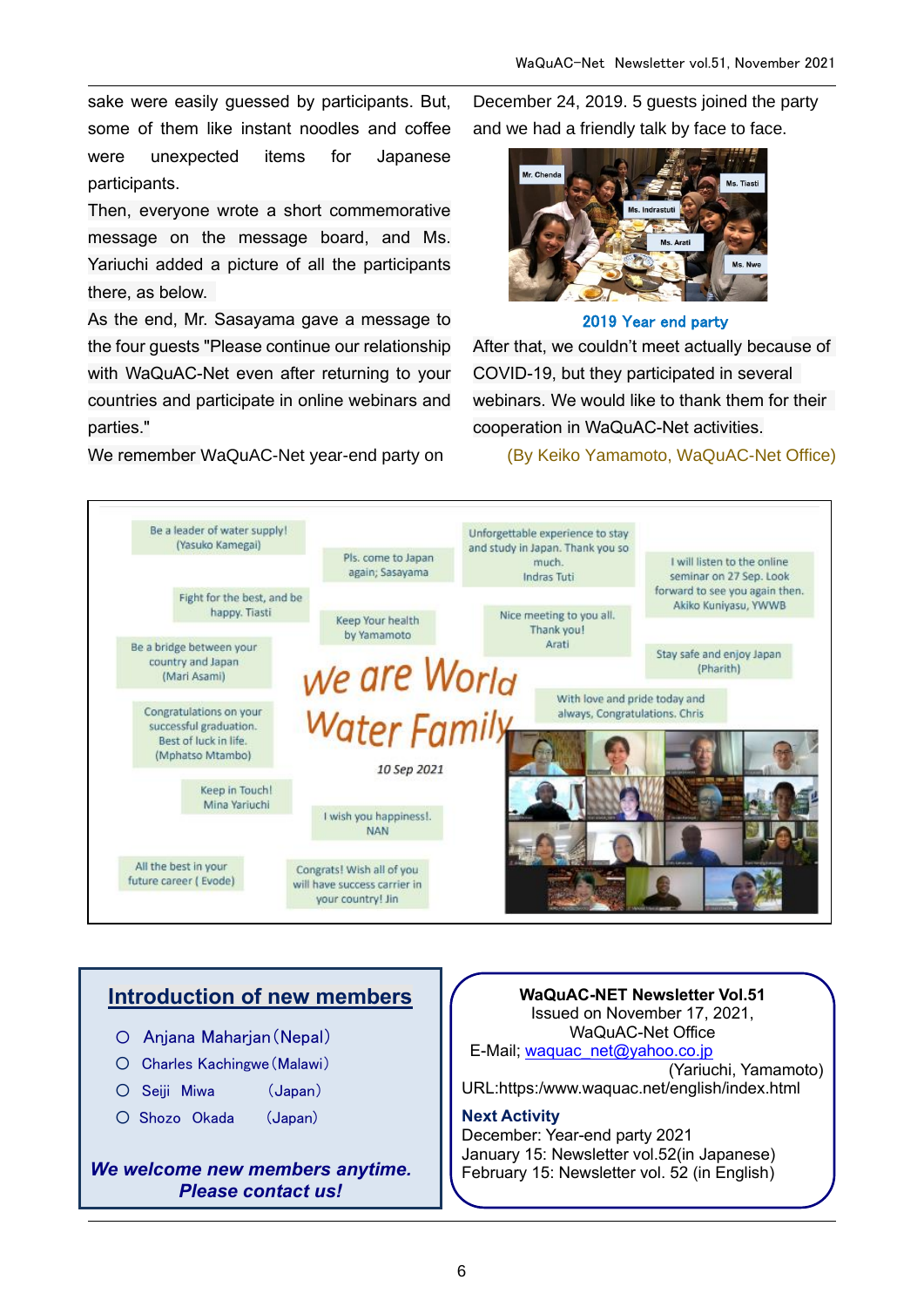sake were easily guessed by participants. But, some of them like instant noodles and coffee were unexpected items for Japanese participants.

Then, everyone wrote a short commemorative message on the message board, and Ms. Yariuchi added a picture of all the participants there, as below.

As the end, Mr. Sasayama gave a message to the four guests "Please continue our relationship with WaQuAC-Net even after returning to your countries and participate in online webinars and parties."

We remember WaQuAC-Net year-end party on December 24, 2019. 5 guests joined the party and we had a friendly talk by face to face.

**2019 Year end party**

After that, we couldn't meet actually because of COVID-19, but they participated in several webinars. We would like to thank them for their cooperation in WaQuAC-Net activities.

(By Keiko Yamamoto, WaQuAC-Net Office)

## Introduction of new members

- Anjana Maharjan (Nepal)
- Charles Kachingwe (Malawi)
- Seiji Miwa (Japan)
- Shozo Okada (Japan)

***We welcome new members anytime. Please contact us!***

**WaQuAC-NET Newsletter Vol.51**
Issued on November 17, 2021,
WaQuAC-Net Office
E-Mail; waquac_net@yahoo.co.jp
(Yariuchi, Yamamoto)
URL:https:/www.waquac.net/english/index.html

**Next Activity**
December: Year-end party 2021
January 15: Newsletter vol.52(in Japanese)
February 15: Newsletter vol. 52 (in English)